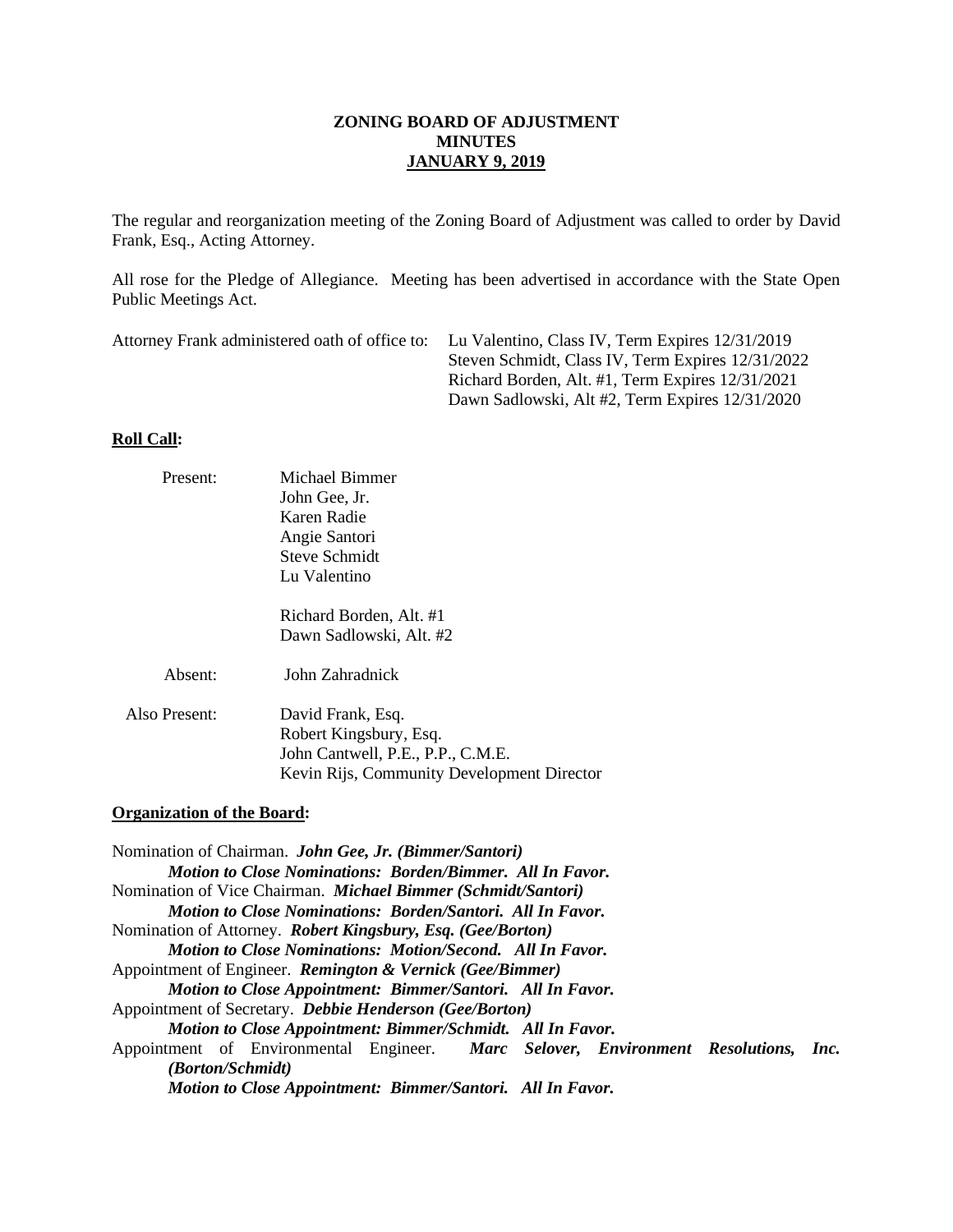**ZONING BOARD OF ADJUSTMENT**
**MINUTES**
**JANUARY 9, 2019**

The regular and reorganization meeting of the Zoning Board of Adjustment was called to order by David Frank, Esq., Acting Attorney.

All rose for the Pledge of Allegiance. Meeting has been advertised in accordance with the State Open Public Meetings Act.

Attorney Frank administered oath of office to:
- Lu Valentino, Class IV, Term Expires 12/31/2019
- Steven Schmidt, Class IV, Term Expires 12/31/2022
- Richard Borden, Alt. #1, Term Expires 12/31/2021
- Dawn Sadlowski, Alt #2, Term Expires 12/31/2020

**Roll Call:**

Present:
- Michael Bimmer
- John Gee, Jr.
- Karen Radie
- Angie Santori
- Steve Schmidt
- Lu Valentino

- Richard Borden, Alt. #1
- Dawn Sadlowski, Alt. #2

Absent:
- John Zahradnick

Also Present:
- David Frank, Esq.
- Robert Kingsbury, Esq.
- John Cantwell, P.E., P.P., C.M.E.
- Kevin Rijs, Community Development Director

**Organization of the Board:**

Nomination of Chairman. ***John Gee, Jr. (Bimmer/Santori)***
> ***Motion to Close Nominations: Borden/Bimmer. All In Favor.***

Nomination of Vice Chairman. ***Michael Bimmer (Schmidt/Santori)***
> ***Motion to Close Nominations: Borden/Santori. All In Favor.***

Nomination of Attorney. ***Robert Kingsbury, Esq. (Gee/Borton)***
> ***Motion to Close Nominations: Motion/Second. All In Favor.***

Appointment of Engineer. ***Remington & Vernick (Gee/Bimmer)***
> ***Motion to Close Appointment: Bimmer/Santori. All In Favor.***

Appointment of Secretary. ***Debbie Henderson (Gee/Borton)***
> ***Motion to Close Appointment: Bimmer/Schmidt. All In Favor.***

Appointment of Environmental Engineer. ***Marc Selover, Environment Resolutions, Inc. (Borton/Schmidt)***
> ***Motion to Close Appointment: Bimmer/Santori. All In Favor.***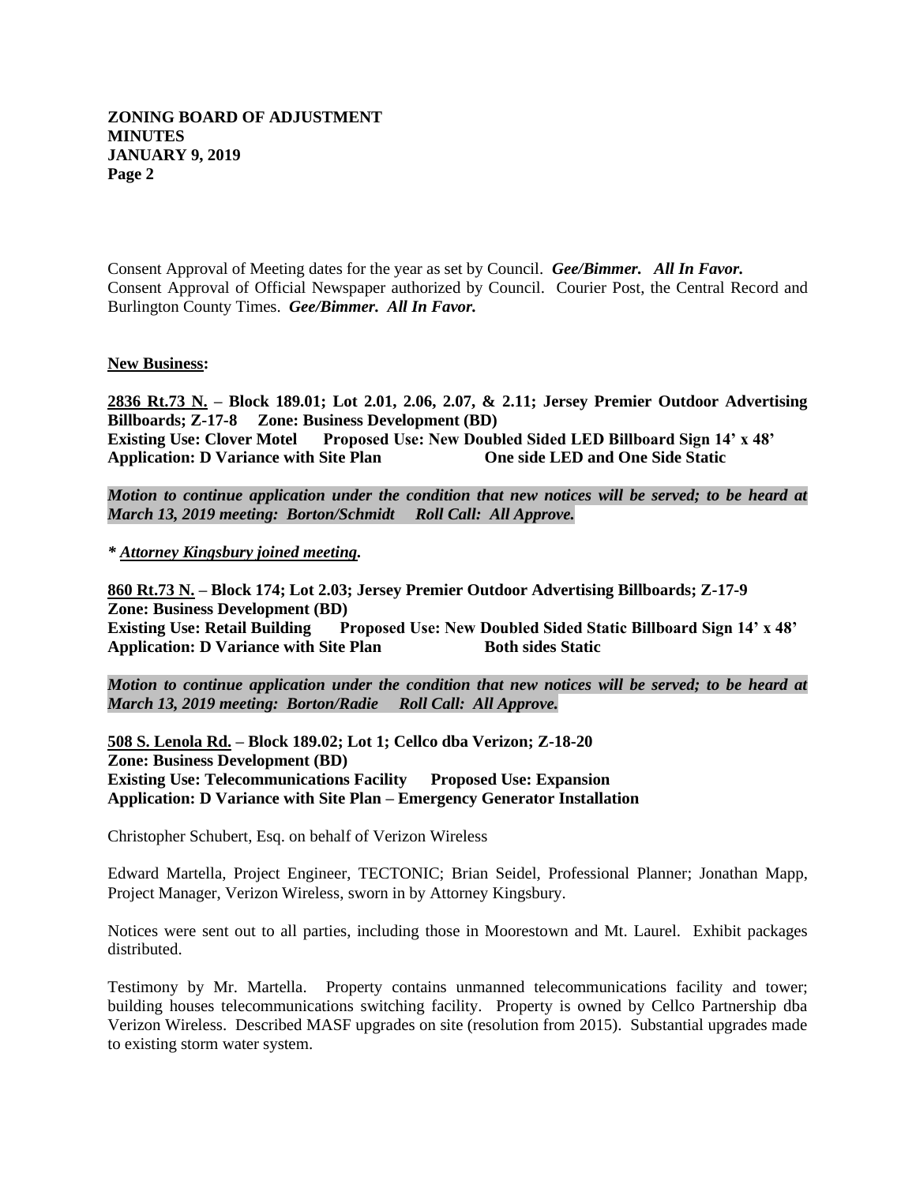Consent Approval of Meeting dates for the year as set by Council. ***Gee/Bimmer. All In Favor.***
Consent Approval of Official Newspaper authorized by Council. Courier Post, the Central Record and Burlington County Times. ***Gee/Bimmer. All In Favor.***

**New Business:**

**2836 Rt.73 N. – Block 189.01; Lot 2.01, 2.06, 2.07, & 2.11; Jersey Premier Outdoor Advertising Billboards; Z-17-8 Zone: Business Development (BD)**
**Existing Use: Clover Motel Proposed Use: New Doubled Sided LED Billboard Sign 14' x 48'**
**Application: D Variance with Site Plan One side LED and One Side Static**

***Motion to continue application under the condition that new notices will be served; to be heard at March 13, 2019 meeting: Borton/Schmidt Roll Call: All Approve.***

***\* Attorney Kingsbury joined meeting.***

**860 Rt.73 N. – Block 174; Lot 2.03; Jersey Premier Outdoor Advertising Billboards; Z-17-9**
**Zone: Business Development (BD)**
**Existing Use: Retail Building Proposed Use: New Doubled Sided Static Billboard Sign 14' x 48'**
**Application: D Variance with Site Plan Both sides Static**

***Motion to continue application under the condition that new notices will be served; to be heard at March 13, 2019 meeting: Borton/Radie Roll Call: All Approve.***

**508 S. Lenola Rd. – Block 189.02; Lot 1; Cellco dba Verizon; Z-18-20**
**Zone: Business Development (BD)**
**Existing Use: Telecommunications Facility Proposed Use: Expansion**
**Application: D Variance with Site Plan – Emergency Generator Installation**

Christopher Schubert, Esq. on behalf of Verizon Wireless

Edward Martella, Project Engineer, TECTONIC; Brian Seidel, Professional Planner; Jonathan Mapp, Project Manager, Verizon Wireless, sworn in by Attorney Kingsbury.

Notices were sent out to all parties, including those in Moorestown and Mt. Laurel. Exhibit packages distributed.

Testimony by Mr. Martella. Property contains unmanned telecommunications facility and tower; building houses telecommunications switching facility. Property is owned by Cellco Partnership dba Verizon Wireless. Described MASF upgrades on site (resolution from 2015). Substantial upgrades made to existing storm water system.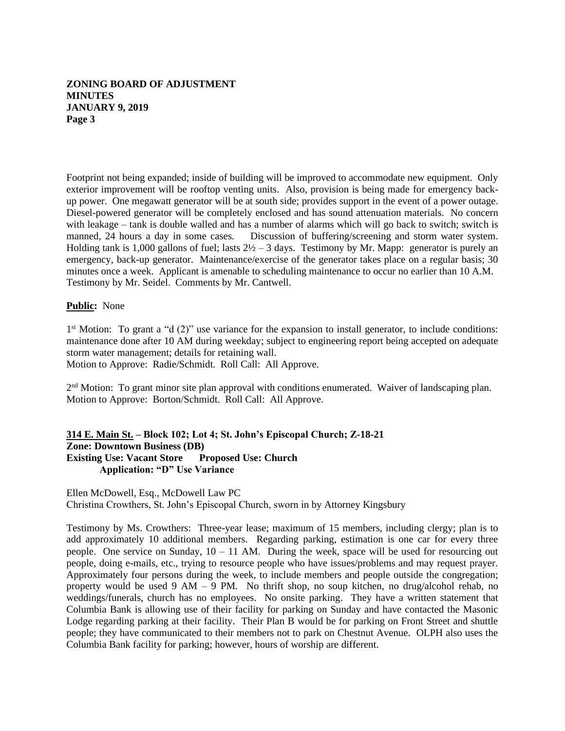Footprint not being expanded; inside of building will be improved to accommodate new equipment. Only exterior improvement will be rooftop venting units. Also, provision is being made for emergency back-up power. One megawatt generator will be at south side; provides support in the event of a power outage. Diesel-powered generator will be completely enclosed and has sound attenuation materials. No concern with leakage – tank is double walled and has a number of alarms which will go back to switch; switch is manned, 24 hours a day in some cases. Discussion of buffering/screening and storm water system. Holding tank is 1,000 gallons of fuel; lasts 2½ – 3 days. Testimony by Mr. Mapp: generator is purely an emergency, back-up generator. Maintenance/exercise of the generator takes place on a regular basis; 30 minutes once a week. Applicant is amenable to scheduling maintenance to occur no earlier than 10 A.M. Testimony by Mr. Seidel. Comments by Mr. Cantwell.

**Public:** None

1st Motion: To grant a "d (2)" use variance for the expansion to install generator, to include conditions: maintenance done after 10 AM during weekday; subject to engineering report being accepted on adequate storm water management; details for retaining wall.
Motion to Approve: Radie/Schmidt. Roll Call: All Approve.

2nd Motion: To grant minor site plan approval with conditions enumerated. Waiver of landscaping plan.
Motion to Approve: Borton/Schmidt. Roll Call: All Approve.

**314 E. Main St. – Block 102; Lot 4; St. John's Episcopal Church; Z-18-21**
**Zone: Downtown Business (DB)**
**Existing Use: Vacant Store Proposed Use: Church**
**Application: "D" Use Variance**

Ellen McDowell, Esq., McDowell Law PC
Christina Crowthers, St. John's Episcopal Church, sworn in by Attorney Kingsbury

Testimony by Ms. Crowthers: Three-year lease; maximum of 15 members, including clergy; plan is to add approximately 10 additional members. Regarding parking, estimation is one car for every three people. One service on Sunday, 10 – 11 AM. During the week, space will be used for resourcing out people, doing e-mails, etc., trying to resource people who have issues/problems and may request prayer. Approximately four persons during the week, to include members and people outside the congregation; property would be used 9 AM – 9 PM. No thrift shop, no soup kitchen, no drug/alcohol rehab, no weddings/funerals, church has no employees. No onsite parking. They have a written statement that Columbia Bank is allowing use of their facility for parking on Sunday and have contacted the Masonic Lodge regarding parking at their facility. Their Plan B would be for parking on Front Street and shuttle people; they have communicated to their members not to park on Chestnut Avenue. OLPH also uses the Columbia Bank facility for parking; however, hours of worship are different.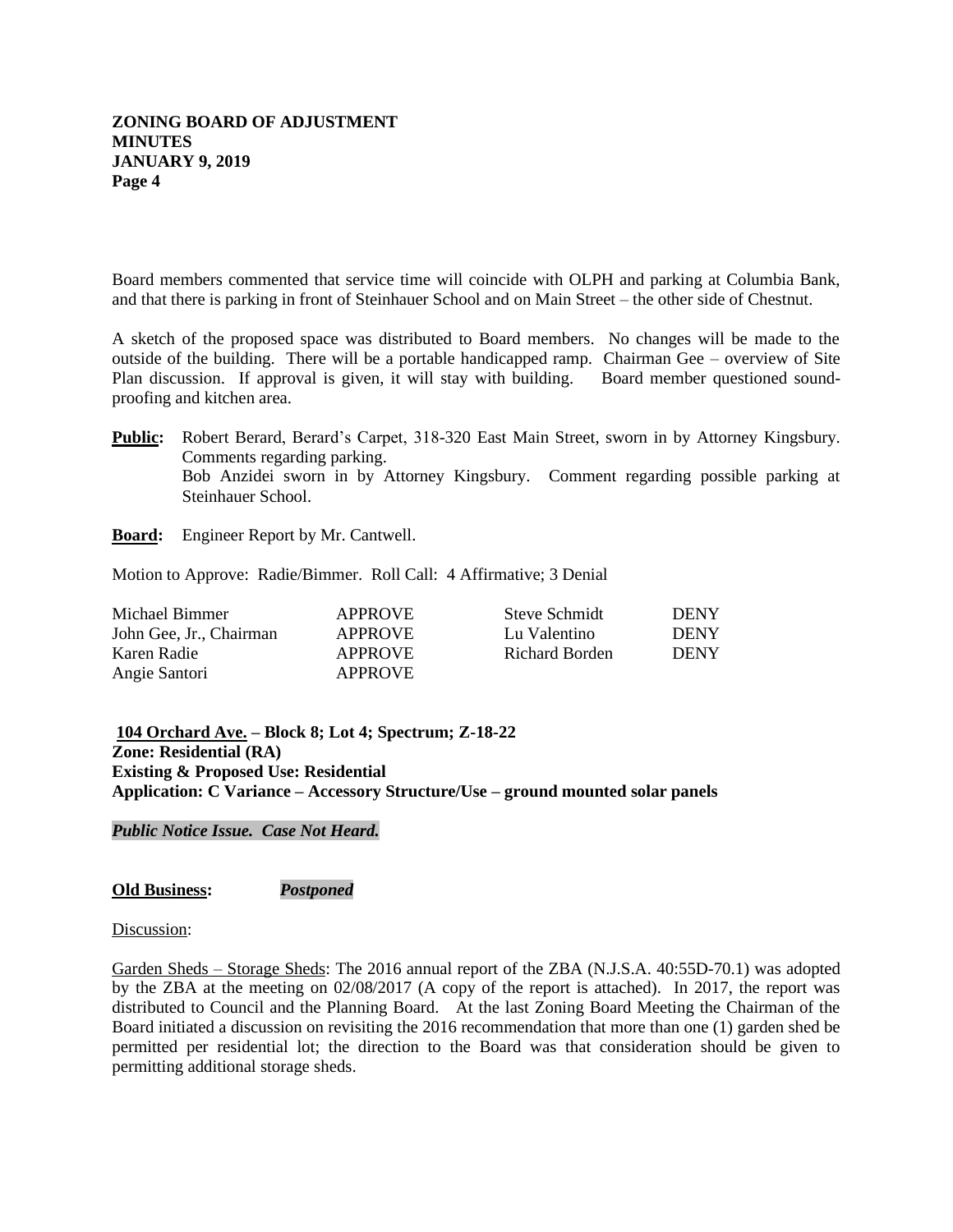Board members commented that service time will coincide with OLPH and parking at Columbia Bank, and that there is parking in front of Steinhauer School and on Main Street – the other side of Chestnut.

A sketch of the proposed space was distributed to Board members. No changes will be made to the outside of the building. There will be a portable handicapped ramp. Chairman Gee – overview of Site Plan discussion. If approval is given, it will stay with building. Board member questioned sound-proofing and kitchen area.

**Public:** Robert Berard, Berard's Carpet, 318-320 East Main Street, sworn in by Attorney Kingsbury. Comments regarding parking.
Bob Anzidei sworn in by Attorney Kingsbury. Comment regarding possible parking at Steinhauer School.

**Board:** Engineer Report by Mr. Cantwell.

Motion to Approve: Radie/Bimmer. Roll Call: 4 Affirmative; 3 Denial

| | | | |
|---|---|---|---|
| Michael Bimmer | APPROVE | Steve Schmidt | DENY |
| John Gee, Jr., Chairman | APPROVE | Lu Valentino | DENY |
| Karen Radie | APPROVE | Richard Borden | DENY |
| Angie Santori | APPROVE | | |

**104 Orchard Ave. – Block 8; Lot 4; Spectrum; Z-18-22**
**Zone: Residential (RA)**
**Existing & Proposed Use: Residential**
**Application: C Variance – Accessory Structure/Use – ground mounted solar panels**

***Public Notice Issue. Case Not Heard.***

**Old Business:** ***Postponed***

Discussion:

Garden Sheds – Storage Sheds: The 2016 annual report of the ZBA (N.J.S.A. 40:55D-70.1) was adopted by the ZBA at the meeting on 02/08/2017 (A copy of the report is attached). In 2017, the report was distributed to Council and the Planning Board. At the last Zoning Board Meeting the Chairman of the Board initiated a discussion on revisiting the 2016 recommendation that more than one (1) garden shed be permitted per residential lot; the direction to the Board was that consideration should be given to permitting additional storage sheds.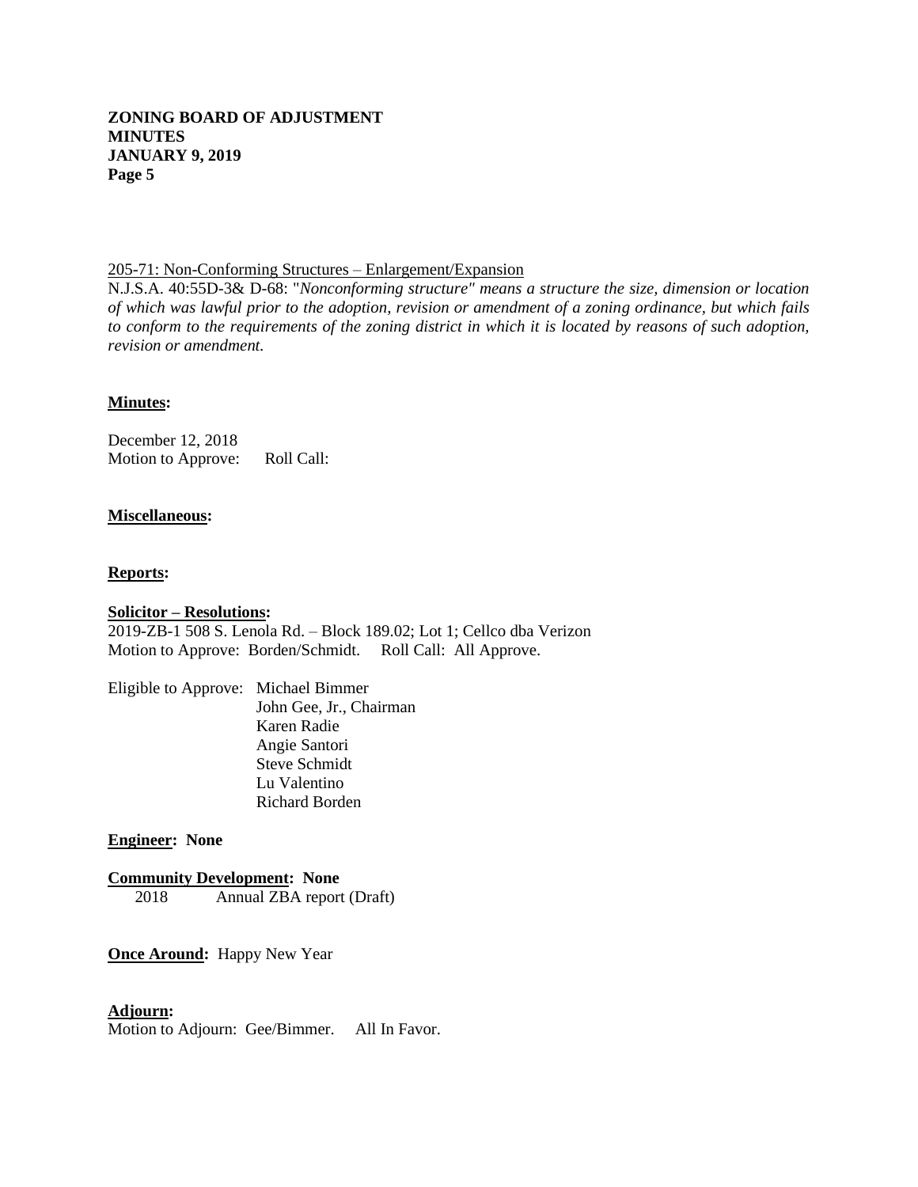205-71: Non-Conforming Structures – Enlargement/Expansion

N.J.S.A. 40:55D-3& D-68: "*Nonconforming structure" means a structure the size, dimension or location of which was lawful prior to the adoption, revision or amendment of a zoning ordinance, but which fails to conform to the requirements of the zoning district in which it is located by reasons of such adoption, revision or amendment.*

**Minutes:**

December 12, 2018
Motion to Approve: Roll Call:

**Miscellaneous:**

**Reports:**

**Solicitor – Resolutions:**

2019-ZB-1 508 S. Lenola Rd. – Block 189.02; Lot 1; Cellco dba Verizon
Motion to Approve: Borden/Schmidt. Roll Call: All Approve.

Eligible to Approve: Michael Bimmer
John Gee, Jr., Chairman
Karen Radie
Angie Santori
Steve Schmidt
Lu Valentino
Richard Borden

**Engineer: None**

**Community Development: None**

2018 Annual ZBA report (Draft)

**Once Around:** Happy New Year

**Adjourn:**

Motion to Adjourn: Gee/Bimmer. All In Favor.